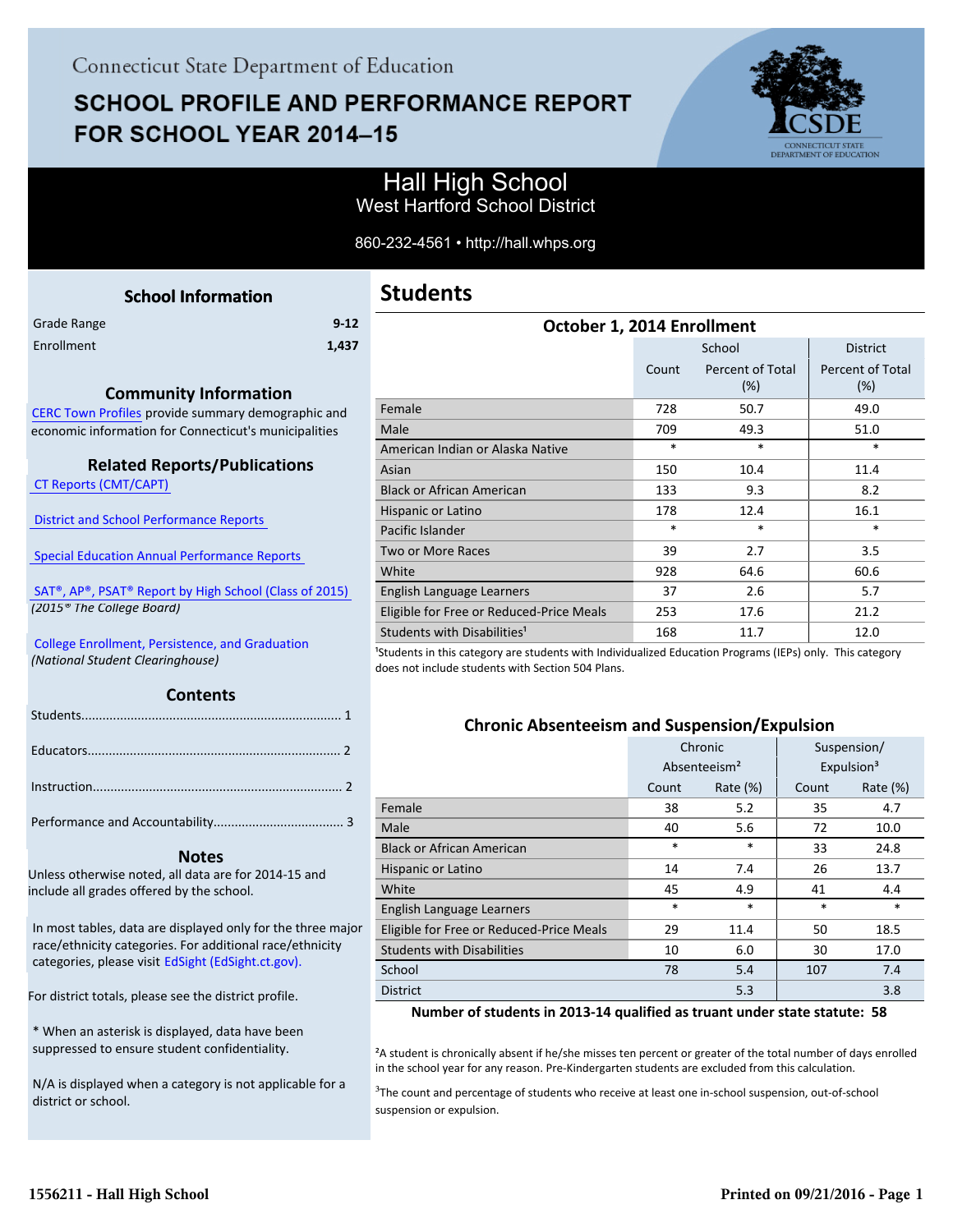Connecticut State Department of Education

# SCHOOL PROFILE AND PERFORMANCE REPORT FOR SCHOOL YEAR 2014–15

## Hall High School
West Hartford School District

860-232-4561 • http://hall.whps.org

### School Information

| | |
|---|---|
| Grade Range | 9-12 |
| Enrollment | 1,437 |

### Community Information

CERC Town Profiles provide summary demographic and economic information for Connecticut's municipalities

### Related Reports/Publications

CT Reports (CMT/CAPT)

District and School Performance Reports

Special Education Annual Performance Reports

SAT®, AP®, PSAT® Report by High School (Class of 2015)
*(2015® The College Board)*

College Enrollment, Persistence, and Graduation
*(National Student Clearinghouse)*

### Contents

Students........................................................................ 1

Educators...................................................................... 2

Instruction..................................................................... 2

Performance and Accountability.................................... 3

### Notes

Unless otherwise noted, all data are for 2014-15 and include all grades offered by the school.

In most tables, data are displayed only for the three major race/ethnicity categories. For additional race/ethnicity categories, please visit EdSight (EdSight.ct.gov).

For district totals, please see the district profile.

* When an asterisk is displayed, data have been suppressed to ensure student confidentiality.

N/A is displayed when a category is not applicable for a district or school.

## Students

### October 1, 2014 Enrollment

| | School | | District |
|---|---|---|---|
| | Count | Percent of Total (%) | Percent of Total (%) |
| Female | 728 | 50.7 | 49.0 |
| Male | 709 | 49.3 | 51.0 |
| American Indian or Alaska Native | * | * | * |
| Asian | 150 | 10.4 | 11.4 |
| Black or African American | 133 | 9.3 | 8.2 |
| Hispanic or Latino | 178 | 12.4 | 16.1 |
| Pacific Islander | * | * | * |
| Two or More Races | 39 | 2.7 | 3.5 |
| White | 928 | 64.6 | 60.6 |
| English Language Learners | 37 | 2.6 | 5.7 |
| Eligible for Free or Reduced-Price Meals | 253 | 17.6 | 21.2 |
| Students with Disabilities[1] | 168 | 11.7 | 12.0 |

[1]Students in this category are students with Individualized Education Programs (IEPs) only. This category does not include students with Section 504 Plans.

### Chronic Absenteeism and Suspension/Expulsion

| | Chronic Absenteeism[2] | | Suspension/ Expulsion[3] | |
|---|---|---|---|---|
| | Count | Rate (%) | Count | Rate (%) |
| Female | 38 | 5.2 | 35 | 4.7 |
| Male | 40 | 5.6 | 72 | 10.0 |
| Black or African American | * | * | 33 | 24.8 |
| Hispanic or Latino | 14 | 7.4 | 26 | 13.7 |
| White | 45 | 4.9 | 41 | 4.4 |
| English Language Learners | * | * | * | * |
| Eligible for Free or Reduced-Price Meals | 29 | 11.4 | 50 | 18.5 |
| Students with Disabilities | 10 | 6.0 | 30 | 17.0 |
| School | 78 | 5.4 | 107 | 7.4 |
| District | | 5.3 | | 3.8 |

**Number of students in 2013-14 qualified as truant under state statute: 58**

[2]A student is chronically absent if he/she misses ten percent or greater of the total number of days enrolled in the school year for any reason. Pre-Kindergarten students are excluded from this calculation.

[3]The count and percentage of students who receive at least one in-school suspension, out-of-school suspension or expulsion.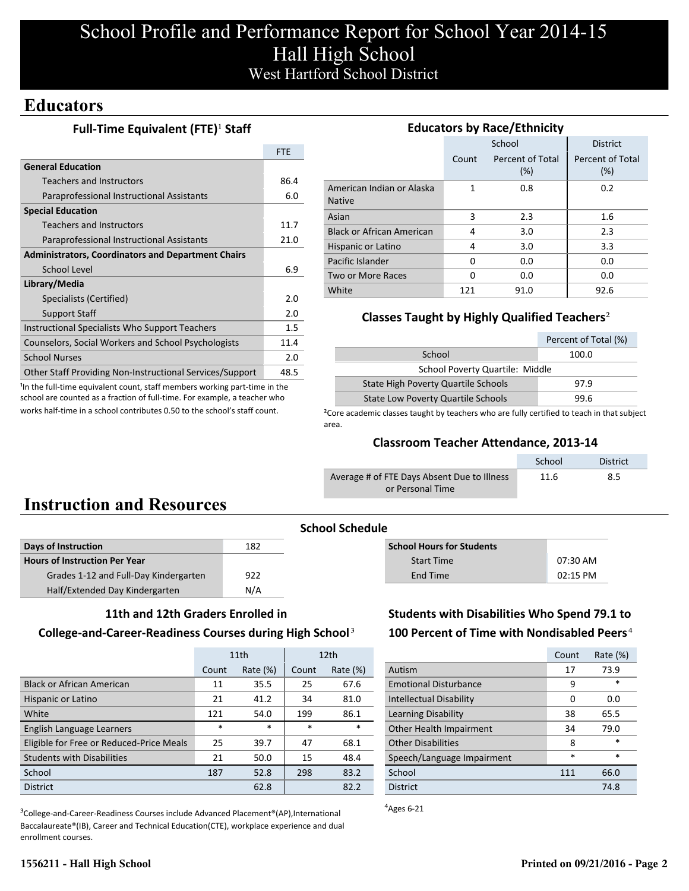# School Profile and Performance Report for School Year 2014-15
# Hall High School
## West Hartford School District

## Educators

### Full-Time Equivalent (FTE)[1] Staff

| | FTE |
|---|---|
| **General Education** | |
| Teachers and Instructors | 86.4 |
| Paraprofessional Instructional Assistants | 6.0 |
| **Special Education** | |
| Teachers and Instructors | 11.7 |
| Paraprofessional Instructional Assistants | 21.0 |
| **Administrators, Coordinators and Department Chairs** | |
| School Level | 6.9 |
| **Library/Media** | |
| Specialists (Certified) | 2.0 |
| Support Staff | 2.0 |
| Instructional Specialists Who Support Teachers | 1.5 |
| Counselors, Social Workers and School Psychologists | 11.4 |
| School Nurses | 2.0 |
| Other Staff Providing Non-Instructional Services/Support | 48.5 |

[1]In the full-time equivalent count, staff members working part-time in the school are counted as a fraction of full-time. For example, a teacher who works half-time in a school contributes 0.50 to the school's staff count.

### Educators by Race/Ethnicity

| | School | | District |
|---|---|---|---|
| | Count | Percent of Total (%) | Percent of Total (%) |
| American Indian or Alaska Native | 1 | 0.8 | 0.2 |
| Asian | 3 | 2.3 | 1.6 |
| Black or African American | 4 | 3.0 | 2.3 |
| Hispanic or Latino | 4 | 3.0 | 3.3 |
| Pacific Islander | 0 | 0.0 | 0.0 |
| Two or More Races | 0 | 0.0 | 0.0 |
| White | 121 | 91.0 | 92.6 |

### Classes Taught by Highly Qualified Teachers[2]

| | Percent of Total (%) |
|---|---|
| School | 100.0 |
| School Poverty Quartile: Middle | |
| State High Poverty Quartile Schools | 97.9 |
| State Low Poverty Quartile Schools | 99.6 |

[2]Core academic classes taught by teachers who are fully certified to teach in that subject area.

### Classroom Teacher Attendance, 2013-14

| | School | District |
|---|---|---|
| Average # of FTE Days Absent Due to Illness or Personal Time | 11.6 | 8.5 |

## Instruction and Resources

### School Schedule

| | |
|---|---|
| **Days of Instruction** | 182 |
| **Hours of Instruction Per Year** | |
| Grades 1-12 and Full-Day Kindergarten | 922 |
| Half/Extended Day Kindergarten | N/A |

| **School Hours for Students** | |
|---|---|
| Start Time | 07:30 AM |
| End Time | 02:15 PM |

### 11th and 12th Graders Enrolled in College-and-Career-Readiness Courses during High School[3]

| | 11th | | 12th | |
|---|---|---|---|---|
| | Count | Rate (%) | Count | Rate (%) |
| Black or African American | 11 | 35.5 | 25 | 67.6 |
| Hispanic or Latino | 21 | 41.2 | 34 | 81.0 |
| White | 121 | 54.0 | 199 | 86.1 |
| English Language Learners | * | * | * | * |
| Eligible for Free or Reduced-Price Meals | 25 | 39.7 | 47 | 68.1 |
| Students with Disabilities | 21 | 50.0 | 15 | 48.4 |
| School | 187 | 52.8 | 298 | 83.2 |
| District | | 62.8 | | 82.2 |

[3]College-and-Career-Readiness Courses include Advanced Placement®(AP),International Baccalaureate®(IB), Career and Technical Education(CTE), workplace experience and dual enrollment courses.

### Students with Disabilities Who Spend 79.1 to 100 Percent of Time with Nondisabled Peers[4]

| | Count | Rate (%) |
|---|---|---|
| Autism | 17 | 73.9 |
| Emotional Disturbance | 9 | * |
| Intellectual Disability | 0 | 0.0 |
| Learning Disability | 38 | 65.5 |
| Other Health Impairment | 34 | 79.0 |
| Other Disabilities | 8 | * |
| Speech/Language Impairment | * | * |
| School | 111 | 66.0 |
| District | | 74.8 |

[4]Ages 6-21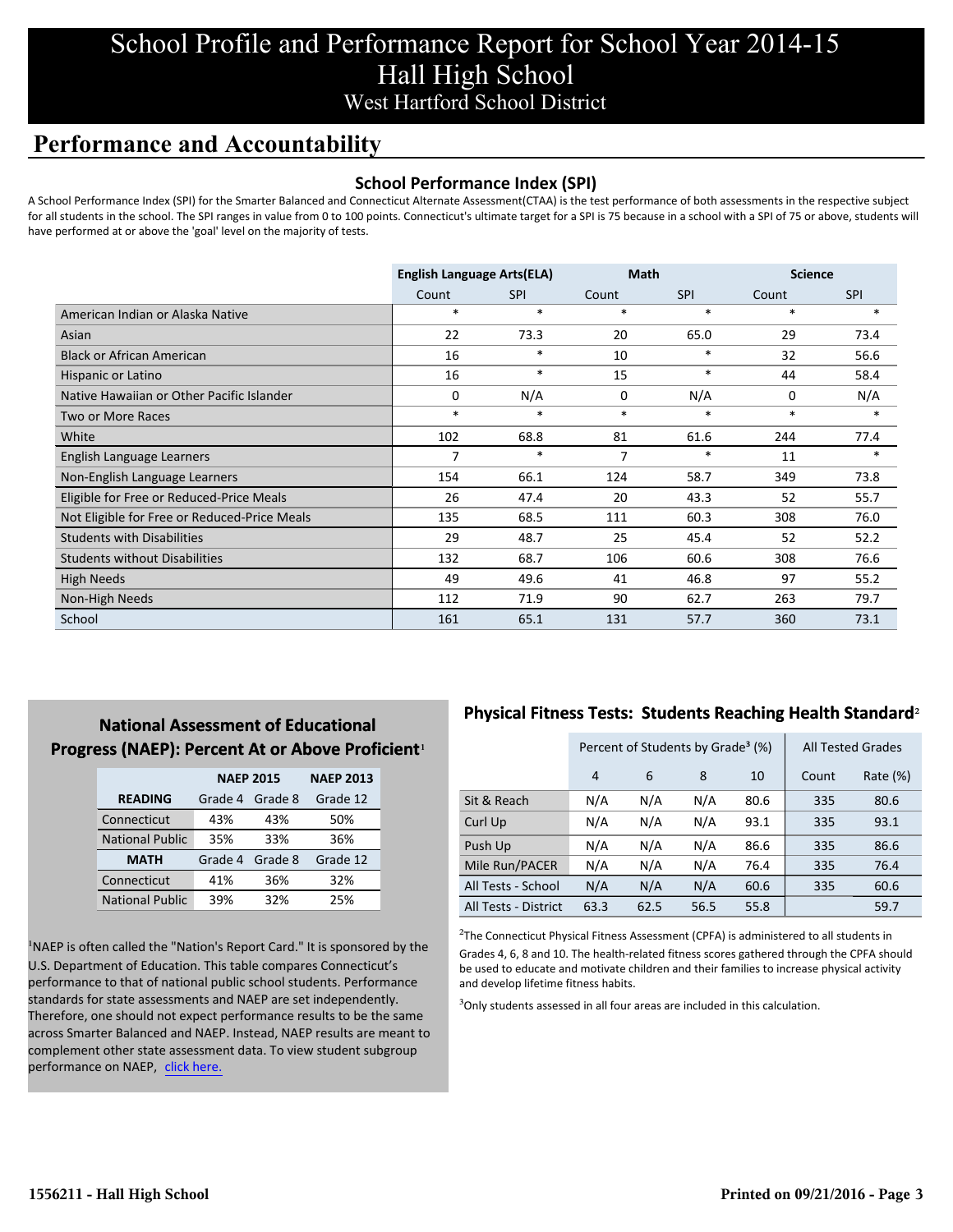# School Profile and Performance Report for School Year 2014-15
## Hall High School
### West Hartford School District

## Performance and Accountability

### School Performance Index (SPI)

A School Performance Index (SPI) for the Smarter Balanced and Connecticut Alternate Assessment(CTAA) is the test performance of both assessments in the respective subject for all students in the school. The SPI ranges in value from 0 to 100 points. Connecticut's ultimate target for a SPI is 75 because in a school with a SPI of 75 or above, students will have performed at or above the 'goal' level on the majority of tests.

| | English Language Arts(ELA) | | Math | | Science | |
|---|---|---|---|---|---|---|
| | Count | SPI | Count | SPI | Count | SPI |
| American Indian or Alaska Native | * | * | * | * | * | * |
| Asian | 22 | 73.3 | 20 | 65.0 | 29 | 73.4 |
| Black or African American | 16 | * | 10 | * | 32 | 56.6 |
| Hispanic or Latino | 16 | * | 15 | * | 44 | 58.4 |
| Native Hawaiian or Other Pacific Islander | 0 | N/A | 0 | N/A | 0 | N/A |
| Two or More Races | * | * | * | * | * | * |
| White | 102 | 68.8 | 81 | 61.6 | 244 | 77.4 |
| English Language Learners | 7 | * | 7 | * | 11 | * |
| Non-English Language Learners | 154 | 66.1 | 124 | 58.7 | 349 | 73.8 |
| Eligible for Free or Reduced-Price Meals | 26 | 47.4 | 20 | 43.3 | 52 | 55.7 |
| Not Eligible for Free or Reduced-Price Meals | 135 | 68.5 | 111 | 60.3 | 308 | 76.0 |
| Students with Disabilities | 29 | 48.7 | 25 | 45.4 | 52 | 52.2 |
| Students without Disabilities | 132 | 68.7 | 106 | 60.6 | 308 | 76.6 |
| High Needs | 49 | 49.6 | 41 | 46.8 | 97 | 55.2 |
| Non-High Needs | 112 | 71.9 | 90 | 62.7 | 263 | 79.7 |
| School | 161 | 65.1 | 131 | 57.7 | 360 | 73.1 |

### National Assessment of Educational Progress (NAEP): Percent At or Above Proficient[1]

| | NAEP 2015 | | NAEP 2013 |
|---|---|---|---|
| **READING** | Grade 4 | Grade 8 | Grade 12 |
| Connecticut | 43% | 43% | 50% |
| National Public | 35% | 33% | 36% |
| **MATH** | Grade 4 | Grade 8 | Grade 12 |
| Connecticut | 41% | 36% | 32% |
| National Public | 39% | 32% | 25% |

[1]NAEP is often called the "Nation's Report Card." It is sponsored by the U.S. Department of Education. This table compares Connecticut's performance to that of national public school students. Performance standards for state assessments and NAEP are set independently. Therefore, one should not expect performance results to be the same across Smarter Balanced and NAEP. Instead, NAEP results are meant to complement other state assessment data. To view student subgroup performance on NAEP, click here.

### Physical Fitness Tests: Students Reaching Health Standard[2]

| | Percent of Students by Grade[3] (%) | | | | All Tested Grades | |
|---|---|---|---|---|---|---|
| | 4 | 6 | 8 | 10 | Count | Rate (%) |
| Sit & Reach | N/A | N/A | N/A | 80.6 | 335 | 80.6 |
| Curl Up | N/A | N/A | N/A | 93.1 | 335 | 93.1 |
| Push Up | N/A | N/A | N/A | 86.6 | 335 | 86.6 |
| Mile Run/PACER | N/A | N/A | N/A | 76.4 | 335 | 76.4 |
| All Tests - School | N/A | N/A | N/A | 60.6 | 335 | 60.6 |
| All Tests - District | 63.3 | 62.5 | 56.5 | 55.8 | | 59.7 |

[2]The Connecticut Physical Fitness Assessment (CPFA) is administered to all students in Grades 4, 6, 8 and 10. The health-related fitness scores gathered through the CPFA should be used to educate and motivate children and their families to increase physical activity and develop lifetime fitness habits.

[3]Only students assessed in all four areas are included in this calculation.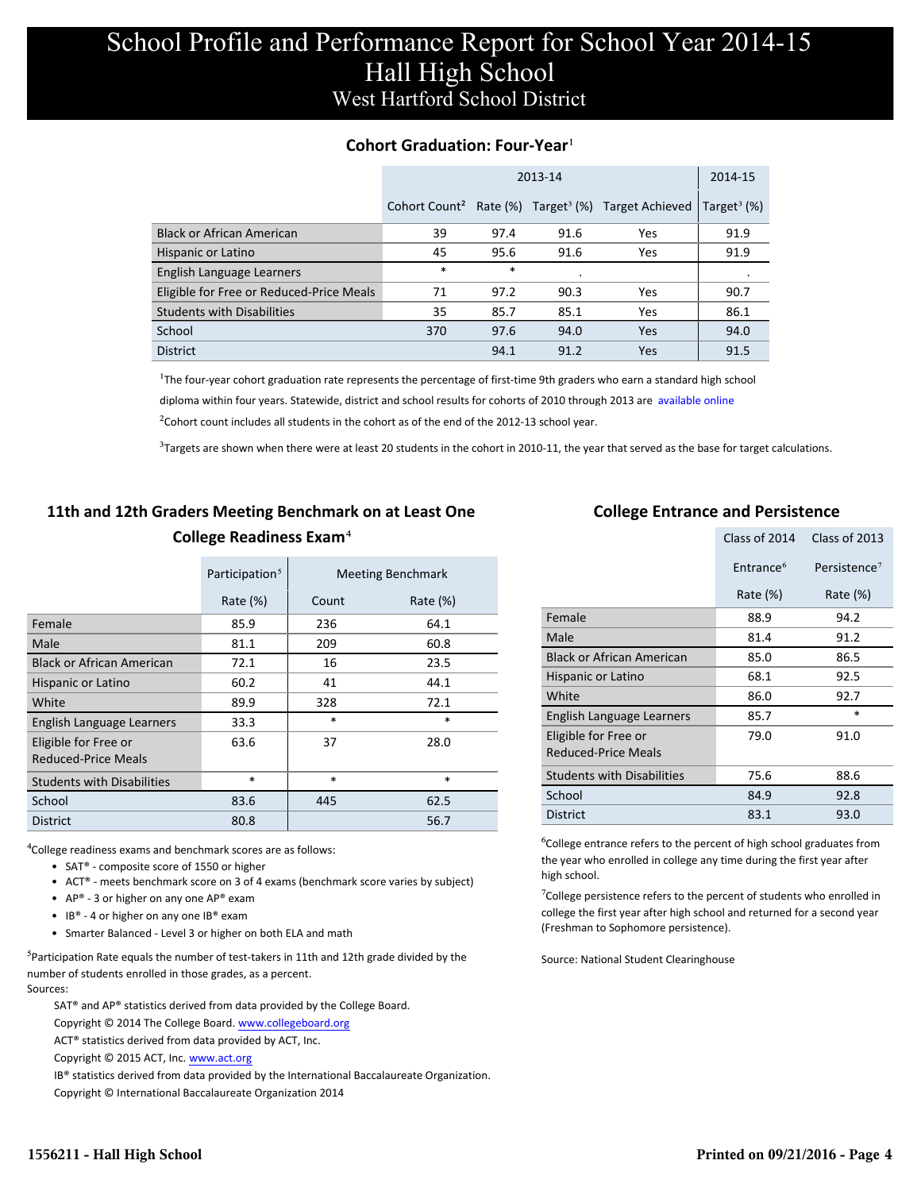# School Profile and Performance Report for School Year 2014-15
## Hall High School
### West Hartford School District

## Cohort Graduation: Four-Year[1]

| | 2013-14 | | | | 2014-15 |
|---|---|---|---|---|---|
| | Cohort Count[2] | Rate (%) | Target[3] (%) | Target Achieved | Target[3] (%) |
| Black or African American | 39 | 97.4 | 91.6 | Yes | 91.9 |
| Hispanic or Latino | 45 | 95.6 | 91.6 | Yes | 91.9 |
| English Language Learners | * | * | . | | . |
| Eligible for Free or Reduced-Price Meals | 71 | 97.2 | 90.3 | Yes | 90.7 |
| Students with Disabilities | 35 | 85.7 | 85.1 | Yes | 86.1 |
| School | 370 | 97.6 | 94.0 | Yes | 94.0 |
| District | | 94.1 | 91.2 | Yes | 91.5 |

[1]The four-year cohort graduation rate represents the percentage of first-time 9th graders who earn a standard high school diploma within four years. Statewide, district and school results for cohorts of 2010 through 2013 are available online

[2]Cohort count includes all students in the cohort as of the end of the 2012-13 school year.

[3]Targets are shown when there were at least 20 students in the cohort in 2010-11, the year that served as the base for target calculations.

## 11th and 12th Graders Meeting Benchmark on at Least One College Readiness Exam[4]

| | Participation[5] | Meeting Benchmark | |
|---|---|---|---|
| | Rate (%) | Count | Rate (%) |
| Female | 85.9 | 236 | 64.1 |
| Male | 81.1 | 209 | 60.8 |
| Black or African American | 72.1 | 16 | 23.5 |
| Hispanic or Latino | 60.2 | 41 | 44.1 |
| White | 89.9 | 328 | 72.1 |
| English Language Learners | 33.3 | * | * |
| Eligible for Free or Reduced-Price Meals | 63.6 | 37 | 28.0 |
| Students with Disabilities | * | * | * |
| School | 83.6 | 445 | 62.5 |
| District | 80.8 | | 56.7 |

[4]College readiness exams and benchmark scores are as follows:

- SAT® - composite score of 1550 or higher
- ACT® - meets benchmark score on 3 of 4 exams (benchmark score varies by subject)
- AP® - 3 or higher on any one AP® exam
- IB® - 4 or higher on any one IB® exam
- Smarter Balanced - Level 3 or higher on both ELA and math

[5]Participation Rate equals the number of test-takers in 11th and 12th grade divided by the number of students enrolled in those grades, as a percent.

Sources:

SAT® and AP® statistics derived from data provided by the College Board.
Copyright © 2014 The College Board. www.collegeboard.org

ACT® statistics derived from data provided by ACT, Inc.
Copyright © 2015 ACT, Inc. www.act.org

IB® statistics derived from data provided by the International Baccalaureate Organization.
Copyright © International Baccalaureate Organization 2014

## College Entrance and Persistence

| | Class of 2014 | Class of 2013 |
|---|---|---|
| | Entrance[6] | Persistence[7] |
| | Rate (%) | Rate (%) |
| Female | 88.9 | 94.2 |
| Male | 81.4 | 91.2 |
| Black or African American | 85.0 | 86.5 |
| Hispanic or Latino | 68.1 | 92.5 |
| White | 86.0 | 92.7 |
| English Language Learners | 85.7 | * |
| Eligible for Free or Reduced-Price Meals | 79.0 | 91.0 |
| Students with Disabilities | 75.6 | 88.6 |
| School | 84.9 | 92.8 |
| District | 83.1 | 93.0 |

[6]College entrance refers to the percent of high school graduates from the year who enrolled in college any time during the first year after high school.

[7]College persistence refers to the percent of students who enrolled in college the first year after high school and returned for a second year (Freshman to Sophomore persistence).

Source: National Student Clearinghouse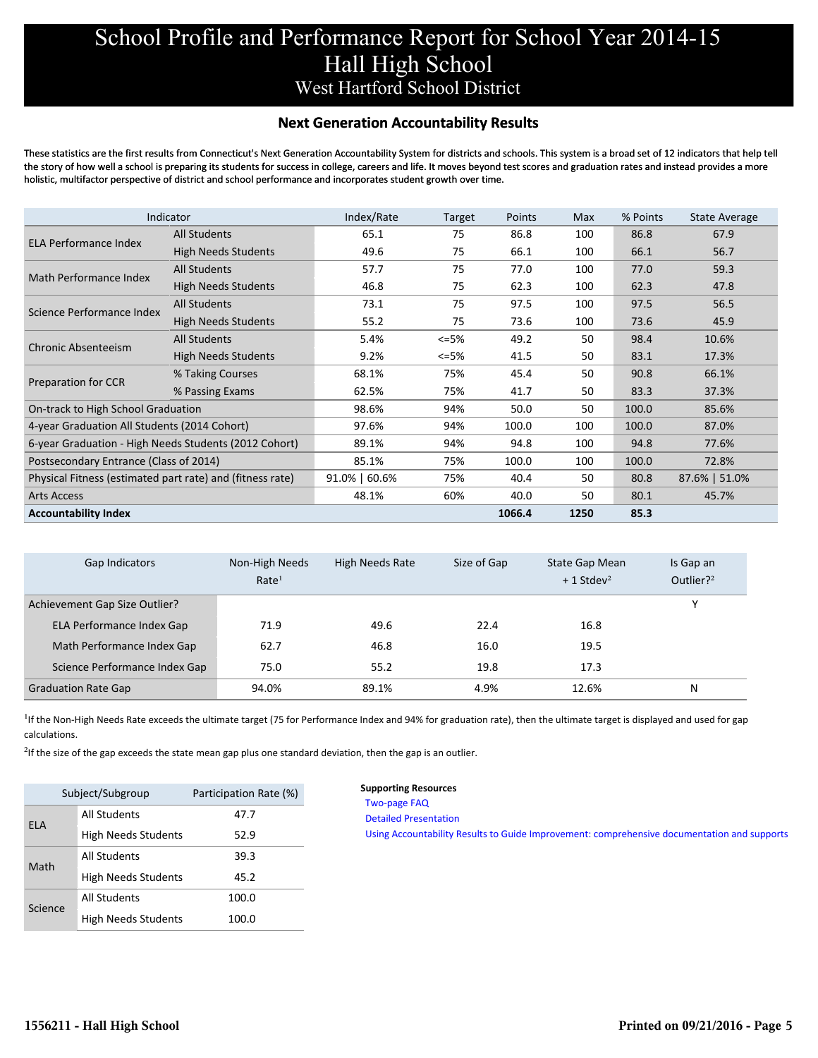# School Profile and Performance Report for School Year 2014-15
# Hall High School
## West Hartford School District

### Next Generation Accountability Results

**These statistics are the first results from Connecticut's Next Generation Accountability System for districts and schools. This system is a broad set of 12 indicators that help tell the story of how well a school is preparing its students for success in college, careers and life. It moves beyond test scores and graduation rates and instead provides a more holistic, multifactor perspective of district and school performance and incorporates student growth over time.**

| Indicator | | Index/Rate | Target | Points | Max | % Points | State Average |
|---|---|---|---|---|---|---|---|
| ELA Performance Index | All Students | 65.1 | 75 | 86.8 | 100 | 86.8 | 67.9 |
| | High Needs Students | 49.6 | 75 | 66.1 | 100 | 66.1 | 56.7 |
| Math Performance Index | All Students | 57.7 | 75 | 77.0 | 100 | 77.0 | 59.3 |
| | High Needs Students | 46.8 | 75 | 62.3 | 100 | 62.3 | 47.8 |
| Science Performance Index | All Students | 73.1 | 75 | 97.5 | 100 | 97.5 | 56.5 |
| | High Needs Students | 55.2 | 75 | 73.6 | 100 | 73.6 | 45.9 |
| Chronic Absenteeism | All Students | 5.4% | <=5% | 49.2 | 50 | 98.4 | 10.6% |
| | High Needs Students | 9.2% | <=5% | 41.5 | 50 | 83.1 | 17.3% |
| Preparation for CCR | % Taking Courses | 68.1% | 75% | 45.4 | 50 | 90.8 | 66.1% |
| | % Passing Exams | 62.5% | 75% | 41.7 | 50 | 83.3 | 37.3% |
| On-track to High School Graduation | | 98.6% | 94% | 50.0 | 50 | 100.0 | 85.6% |
| 4-year Graduation All Students (2014 Cohort) | | 97.6% | 94% | 100.0 | 100 | 100.0 | 87.0% |
| 6-year Graduation - High Needs Students (2012 Cohort) | | 89.1% | 94% | 94.8 | 100 | 94.8 | 77.6% |
| Postsecondary Entrance (Class of 2014) | | 85.1% | 75% | 100.0 | 100 | 100.0 | 72.8% |
| Physical Fitness (estimated part rate) and (fitness rate) | | 91.0% \| 60.6% | 75% | 40.4 | 50 | 80.8 | 87.6% \| 51.0% |
| Arts Access | | 48.1% | 60% | 40.0 | 50 | 80.1 | 45.7% |
| **Accountability Index** | | | | **1066.4** | **1250** | **85.3** | |

| Gap Indicators | Non-High Needs Rate[1] | High Needs Rate | Size of Gap | State Gap Mean + 1 Stdev[2] | Is Gap an Outlier?[2] |
|---|---|---|---|---|---|
| Achievement Gap Size Outlier? | | | | | Y |
| ELA Performance Index Gap | 71.9 | 49.6 | 22.4 | 16.8 | |
| Math Performance Index Gap | 62.7 | 46.8 | 16.0 | 19.5 | |
| Science Performance Index Gap | 75.0 | 55.2 | 19.8 | 17.3 | |
| Graduation Rate Gap | 94.0% | 89.1% | 4.9% | 12.6% | N |

[1]If the Non-High Needs Rate exceeds the ultimate target (75 for Performance Index and 94% for graduation rate), then the ultimate target is displayed and used for gap calculations.

[2]If the size of the gap exceeds the state mean gap plus one standard deviation, then the gap is an outlier.

| Subject/Subgroup | | Participation Rate (%) |
|---|---|---|
| ELA | All Students | 47.7 |
| | High Needs Students | 52.9 |
| Math | All Students | 39.3 |
| | High Needs Students | 45.2 |
| Science | All Students | 100.0 |
| | High Needs Students | 100.0 |

**Supporting Resources**

- Two-page FAQ
- Detailed Presentation
- Using Accountability Results to Guide Improvement: comprehensive documentation and supports

**1556211 - Hall High School**